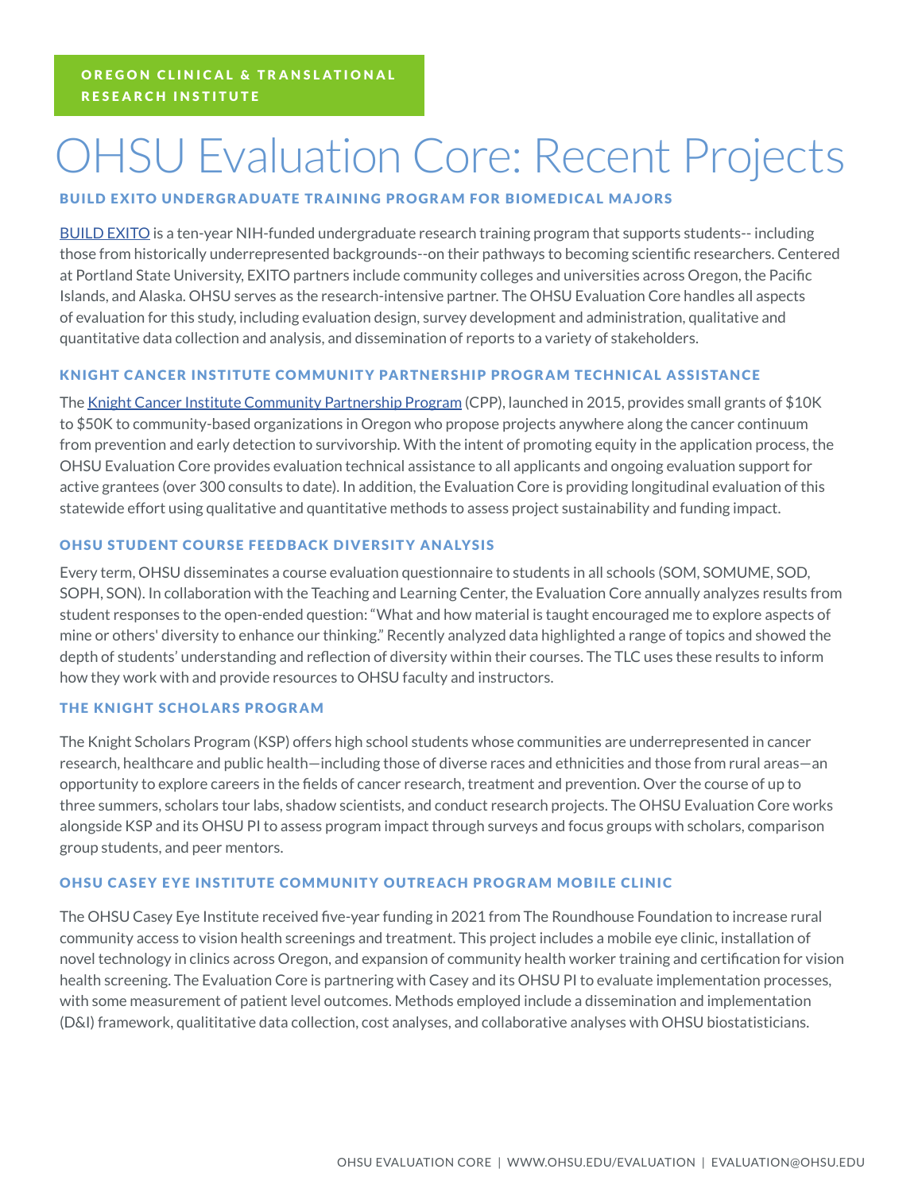OREGON CLINICAL & TRANSLATIONAL RESEARCH INSTITUTE

# OHSU Evaluation Core: Recent Projects

## BUILD EXITO UNDERGRADUATE TRAINING PROGRAM FOR BIOMEDICAL MAJORS

BUILD EXITO is a ten-year NIH-funded undergraduate research training program that supports students-- including those from historically underrepresented backgrounds--on their pathways to becoming scientific researchers. Centered at Portland State University, EXITO partners include community colleges and universities across Oregon, the Pacific Islands, and Alaska. OHSU serves as the research-intensive partner. The OHSU Evaluation Core handles all aspects of evaluation for this study, including evaluation design, survey development and administration, qualitative and quantitative data collection and analysis, and dissemination of reports to a variety of stakeholders.

## KNIGHT CANCER INSTITUTE COMMUNITY PARTNERSHIP PROGRAM TECHNICAL ASSISTANCE

The Knight Cancer Institute Community Partnership Program (CPP), launched in 2015, provides small grants of $10K to $50K to community-based organizations in Oregon who propose projects anywhere along the cancer continuum from prevention and early detection to survivorship. With the intent of promoting equity in the application process, the OHSU Evaluation Core provides evaluation technical assistance to all applicants and ongoing evaluation support for active grantees (over 300 consults to date). In addition, the Evaluation Core is providing longitudinal evaluation of this statewide effort using qualitative and quantitative methods to assess project sustainability and funding impact.

## OHSU STUDENT COURSE FEEDBACK DIVERSITY ANALYSIS

Every term, OHSU disseminates a course evaluation questionnaire to students in all schools (SOM, SOMUME, SOD, SOPH, SON). In collaboration with the Teaching and Learning Center, the Evaluation Core annually analyzes results from student responses to the open-ended question: "What and how material is taught encouraged me to explore aspects of mine or others' diversity to enhance our thinking." Recently analyzed data highlighted a range of topics and showed the depth of students' understanding and reflection of diversity within their courses. The TLC uses these results to inform how they work with and provide resources to OHSU faculty and instructors.

## THE KNIGHT SCHOLARS PROGRAM

The Knight Scholars Program (KSP) offers high school students whose communities are underrepresented in cancer research, healthcare and public health—including those of diverse races and ethnicities and those from rural areas—an opportunity to explore careers in the fields of cancer research, treatment and prevention. Over the course of up to three summers, scholars tour labs, shadow scientists, and conduct research projects. The OHSU Evaluation Core works alongside KSP and its OHSU PI to assess program impact through surveys and focus groups with scholars, comparison group students, and peer mentors.

## OHSU CASEY EYE INSTITUTE COMMUNITY OUTREACH PROGRAM MOBILE CLINIC

The OHSU Casey Eye Institute received five-year funding in 2021 from The Roundhouse Foundation to increase rural community access to vision health screenings and treatment. This project includes a mobile eye clinic, installation of novel technology in clinics across Oregon, and expansion of community health worker training and certification for vision health screening. The Evaluation Core is partnering with Casey and its OHSU PI to evaluate implementation processes, with some measurement of patient level outcomes. Methods employed include a dissemination and implementation (D&I) framework, qualititative data collection, cost analyses, and collaborative analyses with OHSU biostatisticians.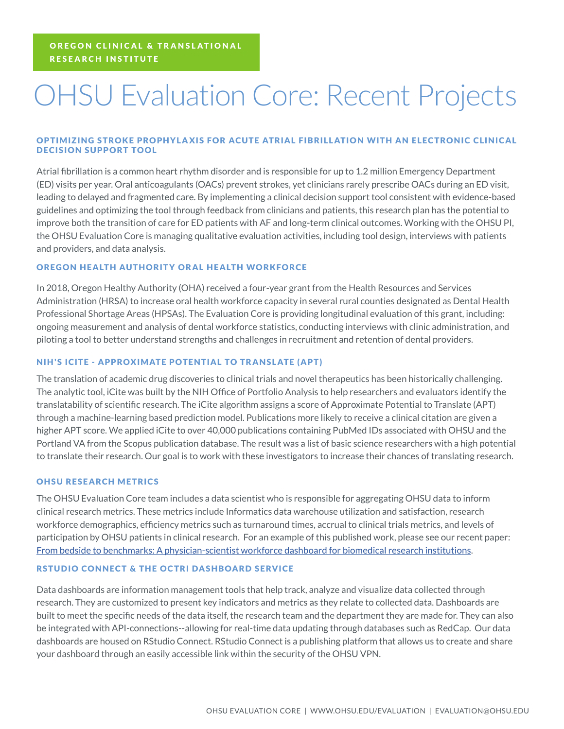OREGON CLINICAL & TRANSLATIONAL RESEARCH INSTITUTE

# OHSU Evaluation Core: Recent Projects

### OPTIMIZING STROKE PROPHYLAXIS FOR ACUTE ATRIAL FIBRILLATION WITH AN ELECTRONIC CLINICAL DECISION SUPPORT TOOL

Atrial fibrillation is a common heart rhythm disorder and is responsible for up to 1.2 million Emergency Department (ED) visits per year. Oral anticoagulants (OACs) prevent strokes, yet clinicians rarely prescribe OACs during an ED visit, leading to delayed and fragmented care. By implementing a clinical decision support tool consistent with evidence-based guidelines and optimizing the tool through feedback from clinicians and patients, this research plan has the potential to improve both the transition of care for ED patients with AF and long-term clinical outcomes. Working with the OHSU PI, the OHSU Evaluation Core is managing qualitative evaluation activities, including tool design, interviews with patients and providers, and data analysis.

### OREGON HEALTH AUTHORITY ORAL HEALTH WORKFORCE

In 2018, Oregon Healthy Authority (OHA) received a four-year grant from the Health Resources and Services Administration (HRSA) to increase oral health workforce capacity in several rural counties designated as Dental Health Professional Shortage Areas (HPSAs). The Evaluation Core is providing longitudinal evaluation of this grant, including: ongoing measurement and analysis of dental workforce statistics, conducting interviews with clinic administration, and piloting a tool to better understand strengths and challenges in recruitment and retention of dental providers.

### NIH'S ICITE - APPROXIMATE POTENTIAL TO TRANSLATE (APT)

The translation of academic drug discoveries to clinical trials and novel therapeutics has been historically challenging. The analytic tool, iCite was built by the NIH Office of Portfolio Analysis to help researchers and evaluators identify the translatability of scientific research. The iCite algorithm assigns a score of Approximate Potential to Translate (APT) through a machine-learning based prediction model. Publications more likely to receive a clinical citation are given a higher APT score. We applied iCite to over 40,000 publications containing PubMed IDs associated with OHSU and the Portland VA from the Scopus publication database. The result was a list of basic science researchers with a high potential to translate their research. Our goal is to work with these investigators to increase their chances of translating research.

### OHSU RESEARCH METRICS

The OHSU Evaluation Core team includes a data scientist who is responsible for aggregating OHSU data to inform clinical research metrics. These metrics include Informatics data warehouse utilization and satisfaction, research workforce demographics, efficiency metrics such as turnaround times, accrual to clinical trials metrics, and levels of participation by OHSU patients in clinical research. For an example of this published work, please see our recent paper: From bedside to benchmarks: A physician-scientist workforce dashboard for biomedical research institutions.

### RSTUDIO CONNECT & THE OCTRI DASHBOARD SERVICE

Data dashboards are information management tools that help track, analyze and visualize data collected through research. They are customized to present key indicators and metrics as they relate to collected data. Dashboards are built to meet the specific needs of the data itself, the research team and the department they are made for. They can also be integrated with API-connections--allowing for real-time data updating through databases such as RedCap. Our data dashboards are housed on RStudio Connect. RStudio Connect is a publishing platform that allows us to create and share your dashboard through an easily accessible link within the security of the OHSU VPN.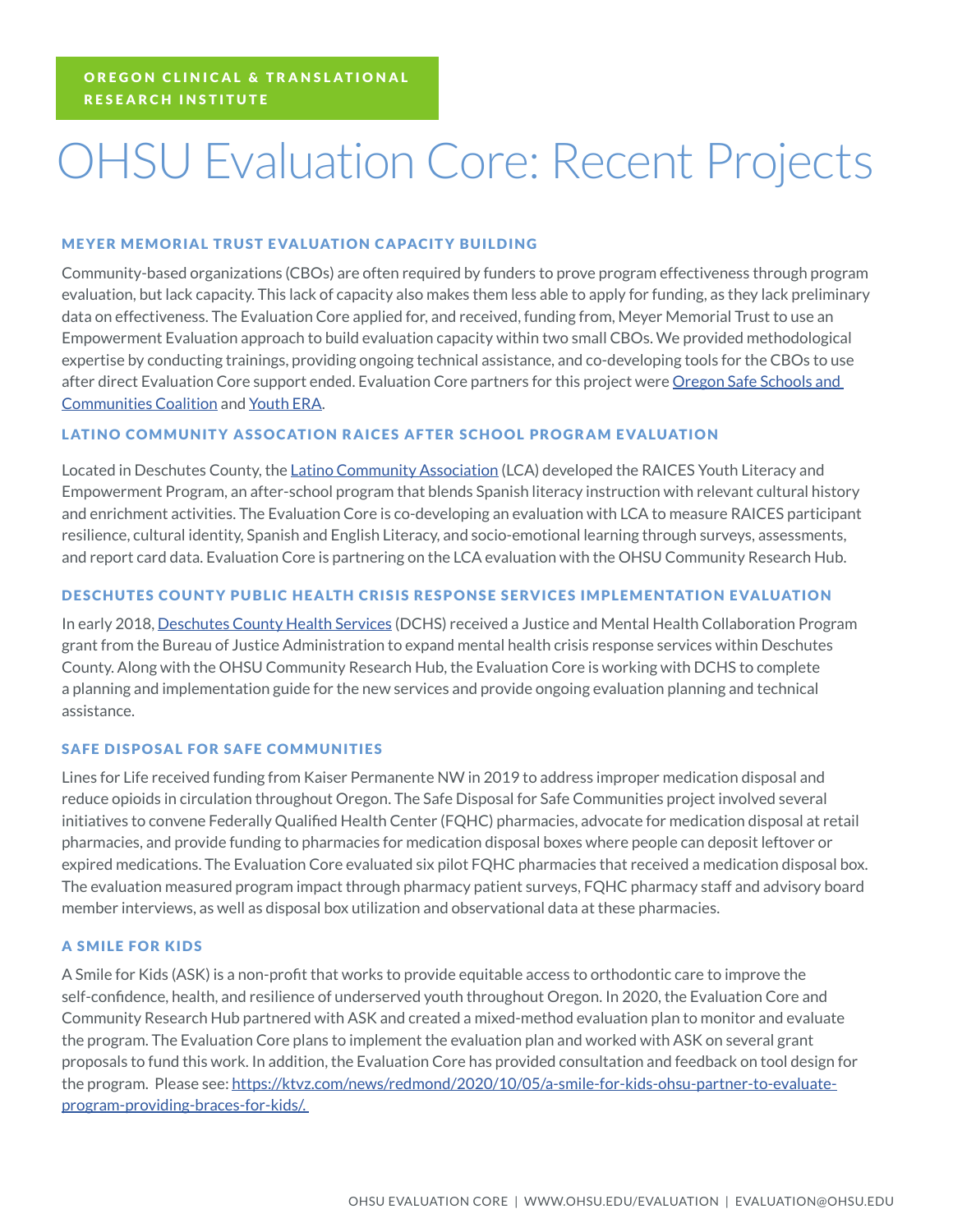OREGON CLINICAL & TRANSLATIONAL RESEARCH INSTITUTE

# OHSU Evaluation Core: Recent Projects

### MEYER MEMORIAL TRUST EVALUATION CAPACITY BUILDING

Community-based organizations (CBOs) are often required by funders to prove program effectiveness through program evaluation, but lack capacity. This lack of capacity also makes them less able to apply for funding, as they lack preliminary data on effectiveness. The Evaluation Core applied for, and received, funding from, Meyer Memorial Trust to use an Empowerment Evaluation approach to build evaluation capacity within two small CBOs. We provided methodological expertise by conducting trainings, providing ongoing technical assistance, and co-developing tools for the CBOs to use after direct Evaluation Core support ended. Evaluation Core partners for this project were Oregon Safe Schools and Communities Coalition and Youth ERA.

### LATINO COMMUNITY ASSOCATION RAICES AFTER SCHOOL PROGRAM EVALUATION

Located in Deschutes County, the Latino Community Association (LCA) developed the RAICES Youth Literacy and Empowerment Program, an after-school program that blends Spanish literacy instruction with relevant cultural history and enrichment activities. The Evaluation Core is co-developing an evaluation with LCA to measure RAICES participant resilience, cultural identity, Spanish and English Literacy, and socio-emotional learning through surveys, assessments, and report card data. Evaluation Core is partnering on the LCA evaluation with the OHSU Community Research Hub.

### DESCHUTES COUNTY PUBLIC HEALTH CRISIS RESPONSE SERVICES IMPLEMENTATION EVALUATION

In early 2018, Deschutes County Health Services (DCHS) received a Justice and Mental Health Collaboration Program grant from the Bureau of Justice Administration to expand mental health crisis response services within Deschutes County. Along with the OHSU Community Research Hub, the Evaluation Core is working with DCHS to complete a planning and implementation guide for the new services and provide ongoing evaluation planning and technical assistance.

### SAFE DISPOSAL FOR SAFE COMMUNITIES

Lines for Life received funding from Kaiser Permanente NW in 2019 to address improper medication disposal and reduce opioids in circulation throughout Oregon. The Safe Disposal for Safe Communities project involved several initiatives to convene Federally Qualified Health Center (FQHC) pharmacies, advocate for medication disposal at retail pharmacies, and provide funding to pharmacies for medication disposal boxes where people can deposit leftover or expired medications. The Evaluation Core evaluated six pilot FQHC pharmacies that received a medication disposal box. The evaluation measured program impact through pharmacy patient surveys, FQHC pharmacy staff and advisory board member interviews, as well as disposal box utilization and observational data at these pharmacies.

### A SMILE FOR KIDS

A Smile for Kids (ASK) is a non-profit that works to provide equitable access to orthodontic care to improve the self-confidence, health, and resilience of underserved youth throughout Oregon. In 2020, the Evaluation Core and Community Research Hub partnered with ASK and created a mixed-method evaluation plan to monitor and evaluate the program. The Evaluation Core plans to implement the evaluation plan and worked with ASK on several grant proposals to fund this work. In addition, the Evaluation Core has provided consultation and feedback on tool design for the program. Please see: https://ktvz.com/news/redmond/2020/10/05/a-smile-for-kids-ohsu-partner-to-evaluate-program-providing-braces-for-kids/.

OHSU EVALUATION CORE | WWW.OHSU.EDU/EVALUATION | EVALUATION@OHSU.EDU